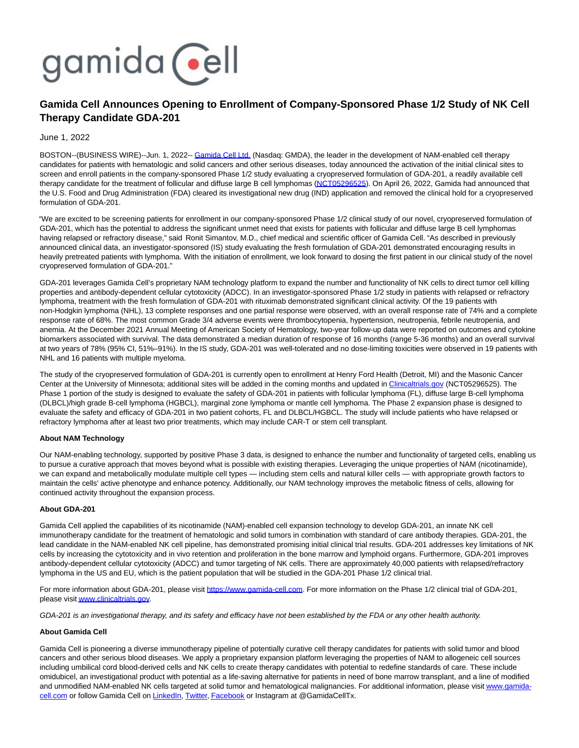gamida cell

# Gamida Cell Announces Opening to Enrollment of Company-Sponsored Phase 1/2 Study of NK Cell Therapy Candidate GDA-201

June 1, 2022

BOSTON--(BUSINESS WIRE)--Jun. 1, 2022-- Gamida Cell Ltd. (Nasdaq: GMDA), the leader in the development of NAM-enabled cell therapy candidates for patients with hematologic and solid cancers and other serious diseases, today announced the activation of the initial clinical sites to screen and enroll patients in the company-sponsored Phase 1/2 study evaluating a cryopreserved formulation of GDA-201, a readily available cell therapy candidate for the treatment of follicular and diffuse large B cell lymphomas (NCT05296525). On April 26, 2022, Gamida had announced that the U.S. Food and Drug Administration (FDA) cleared its investigational new drug (IND) application and removed the clinical hold for a cryopreserved formulation of GDA-201.

"We are excited to be screening patients for enrollment in our company-sponsored Phase 1/2 clinical study of our novel, cryopreserved formulation of GDA-201, which has the potential to address the significant unmet need that exists for patients with follicular and diffuse large B cell lymphomas having relapsed or refractory disease," said Ronit Simantov, M.D., chief medical and scientific officer of Gamida Cell. "As described in previously announced clinical data, an investigator-sponsored (IS) study evaluating the fresh formulation of GDA-201 demonstrated encouraging results in heavily pretreated patients with lymphoma. With the initiation of enrollment, we look forward to dosing the first patient in our clinical study of the novel cryopreserved formulation of GDA-201."

GDA-201 leverages Gamida Cell's proprietary NAM technology platform to expand the number and functionality of NK cells to direct tumor cell killing properties and antibody-dependent cellular cytotoxicity (ADCC). In an investigator-sponsored Phase 1/2 study in patients with relapsed or refractory lymphoma, treatment with the fresh formulation of GDA-201 with rituximab demonstrated significant clinical activity. Of the 19 patients with non-Hodgkin lymphoma (NHL), 13 complete responses and one partial response were observed, with an overall response rate of 74% and a complete response rate of 68%. The most common Grade 3/4 adverse events were thrombocytopenia, hypertension, neutropenia, febrile neutropenia, and anemia. At the December 2021 Annual Meeting of American Society of Hematology, two-year follow-up data were reported on outcomes and cytokine biomarkers associated with survival. The data demonstrated a median duration of response of 16 months (range 5-36 months) and an overall survival at two years of 78% (95% CI, 51%–91%). In the IS study, GDA-201 was well-tolerated and no dose-limiting toxicities were observed in 19 patients with NHL and 16 patients with multiple myeloma.

The study of the cryopreserved formulation of GDA-201 is currently open to enrollment at Henry Ford Health (Detroit, MI) and the Masonic Cancer Center at the University of Minnesota; additional sites will be added in the coming months and updated in Clinicaltrials.gov (NCT05296525). The Phase 1 portion of the study is designed to evaluate the safety of GDA-201 in patients with follicular lymphoma (FL), diffuse large B-cell lymphoma (DLBCL)/high grade B-cell lymphoma (HGBCL), marginal zone lymphoma or mantle cell lymphoma. The Phase 2 expansion phase is designed to evaluate the safety and efficacy of GDA-201 in two patient cohorts, FL and DLBCL/HGBCL. The study will include patients who have relapsed or refractory lymphoma after at least two prior treatments, which may include CAR-T or stem cell transplant.

**About NAM Technology**

Our NAM-enabling technology, supported by positive Phase 3 data, is designed to enhance the number and functionality of targeted cells, enabling us to pursue a curative approach that moves beyond what is possible with existing therapies. Leveraging the unique properties of NAM (nicotinamide), we can expand and metabolically modulate multiple cell types — including stem cells and natural killer cells — with appropriate growth factors to maintain the cells' active phenotype and enhance potency. Additionally, our NAM technology improves the metabolic fitness of cells, allowing for continued activity throughout the expansion process.

**About GDA-201**

Gamida Cell applied the capabilities of its nicotinamide (NAM)-enabled cell expansion technology to develop GDA-201, an innate NK cell immunotherapy candidate for the treatment of hematologic and solid tumors in combination with standard of care antibody therapies. GDA-201, the lead candidate in the NAM-enabled NK cell pipeline, has demonstrated promising initial clinical trial results. GDA-201 addresses key limitations of NK cells by increasing the cytotoxicity and in vivo retention and proliferation in the bone marrow and lymphoid organs. Furthermore, GDA-201 improves antibody-dependent cellular cytotoxicity (ADCC) and tumor targeting of NK cells. There are approximately 40,000 patients with relapsed/refractory lymphoma in the US and EU, which is the patient population that will be studied in the GDA-201 Phase 1/2 clinical trial.

For more information about GDA-201, please visit https://www.gamida-cell.com. For more information on the Phase 1/2 clinical trial of GDA-201, please visit www.clinicaltrials.gov.

*GDA-201 is an investigational therapy, and its safety and efficacy have not been established by the FDA or any other health authority.*

**About Gamida Cell**

Gamida Cell is pioneering a diverse immunotherapy pipeline of potentially curative cell therapy candidates for patients with solid tumor and blood cancers and other serious blood diseases. We apply a proprietary expansion platform leveraging the properties of NAM to allogeneic cell sources including umbilical cord blood-derived cells and NK cells to create therapy candidates with potential to redefine standards of care. These include omidubicel, an investigational product with potential as a life-saving alternative for patients in need of bone marrow transplant, and a line of modified and unmodified NAM-enabled NK cells targeted at solid tumor and hematological malignancies. For additional information, please visit www.gamida-cell.com or follow Gamida Cell on LinkedIn, Twitter, Facebook or Instagram at @GamidaCellTx.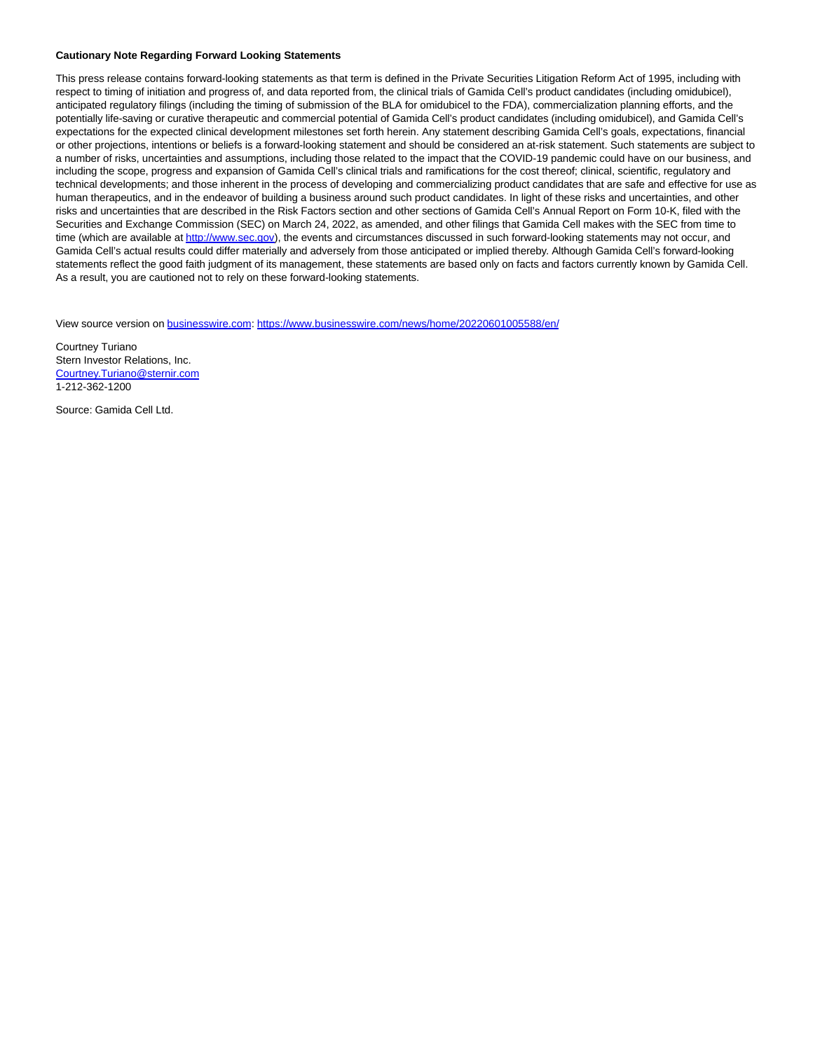**Cautionary Note Regarding Forward Looking Statements**

This press release contains forward-looking statements as that term is defined in the Private Securities Litigation Reform Act of 1995, including with respect to timing of initiation and progress of, and data reported from, the clinical trials of Gamida Cell's product candidates (including omidubicel), anticipated regulatory filings (including the timing of submission of the BLA for omidubicel to the FDA), commercialization planning efforts, and the potentially life-saving or curative therapeutic and commercial potential of Gamida Cell's product candidates (including omidubicel), and Gamida Cell's expectations for the expected clinical development milestones set forth herein. Any statement describing Gamida Cell's goals, expectations, financial or other projections, intentions or beliefs is a forward-looking statement and should be considered an at-risk statement. Such statements are subject to a number of risks, uncertainties and assumptions, including those related to the impact that the COVID-19 pandemic could have on our business, and including the scope, progress and expansion of Gamida Cell's clinical trials and ramifications for the cost thereof; clinical, scientific, regulatory and technical developments; and those inherent in the process of developing and commercializing product candidates that are safe and effective for use as human therapeutics, and in the endeavor of building a business around such product candidates. In light of these risks and uncertainties, and other risks and uncertainties that are described in the Risk Factors section and other sections of Gamida Cell's Annual Report on Form 10-K, filed with the Securities and Exchange Commission (SEC) on March 24, 2022, as amended, and other filings that Gamida Cell makes with the SEC from time to time (which are available at http://www.sec.gov), the events and circumstances discussed in such forward-looking statements may not occur, and Gamida Cell's actual results could differ materially and adversely from those anticipated or implied thereby. Although Gamida Cell's forward-looking statements reflect the good faith judgment of its management, these statements are based only on facts and factors currently known by Gamida Cell. As a result, you are cautioned not to rely on these forward-looking statements.

View source version on businesswire.com: https://www.businesswire.com/news/home/20220601005588/en/

Courtney Turiano
Stern Investor Relations, Inc.
Courtney.Turiano@sternir.com
1-212-362-1200

Source: Gamida Cell Ltd.